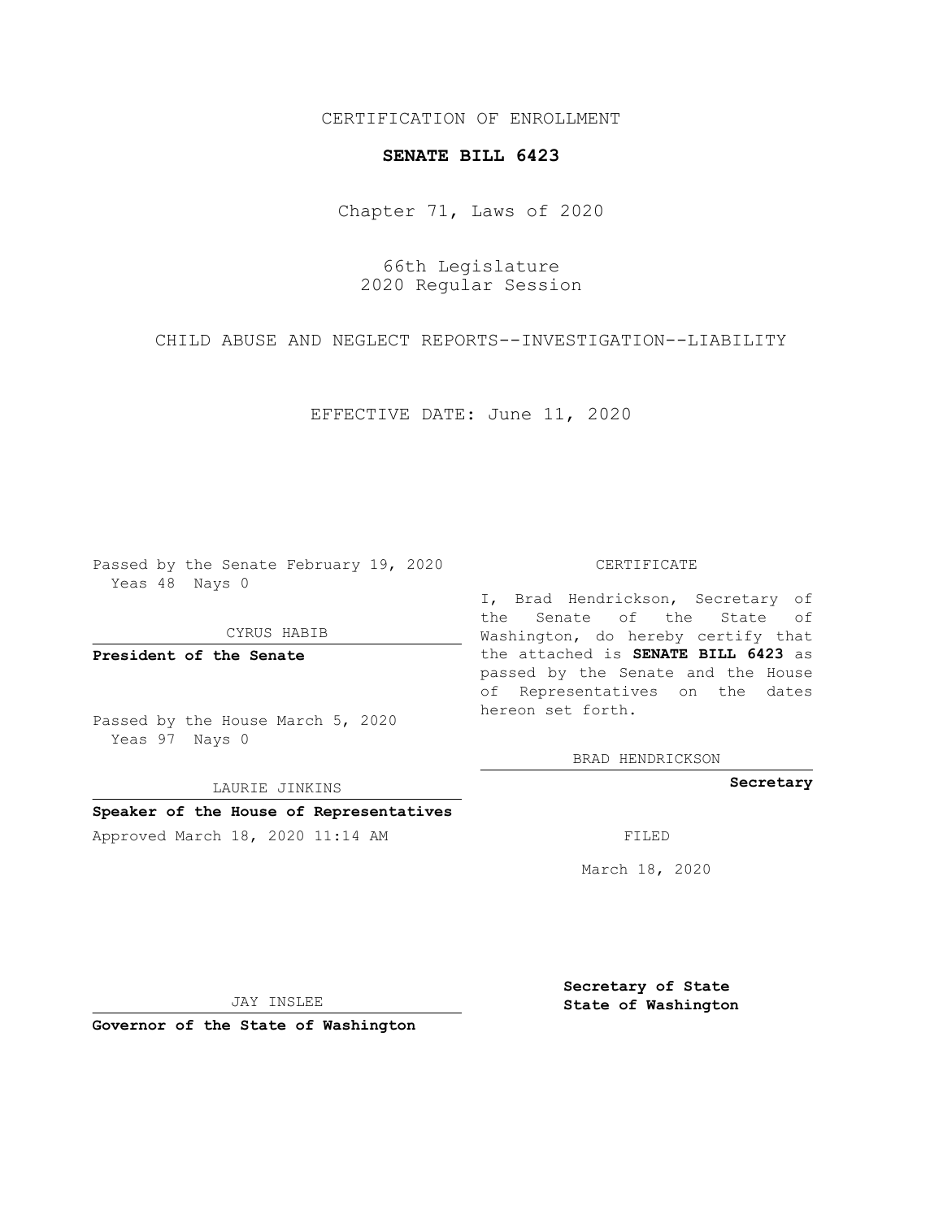CERTIFICATION OF ENROLLMENT

**SENATE BILL 6423**

Chapter 71, Laws of 2020

66th Legislature
2020 Regular Session

CHILD ABUSE AND NEGLECT REPORTS--INVESTIGATION--LIABILITY

EFFECTIVE DATE: June 11, 2020

Passed by the Senate February 19, 2020
Yeas 48 Nays 0

CYRUS HABIB

**President of the Senate**

Passed by the House March 5, 2020
Yeas 97 Nays 0

LAURIE JINKINS

**Speaker of the House of Representatives**

Approved March 18, 2020 11:14 AM

JAY INSLEE

**Governor of the State of Washington**

CERTIFICATE

I, Brad Hendrickson, Secretary of the Senate of the State of Washington, do hereby certify that the attached is **SENATE BILL 6423** as passed by the Senate and the House of Representatives on the dates hereon set forth.

BRAD HENDRICKSON

**Secretary**

FILED

March 18, 2020

**Secretary of State**
**State of Washington**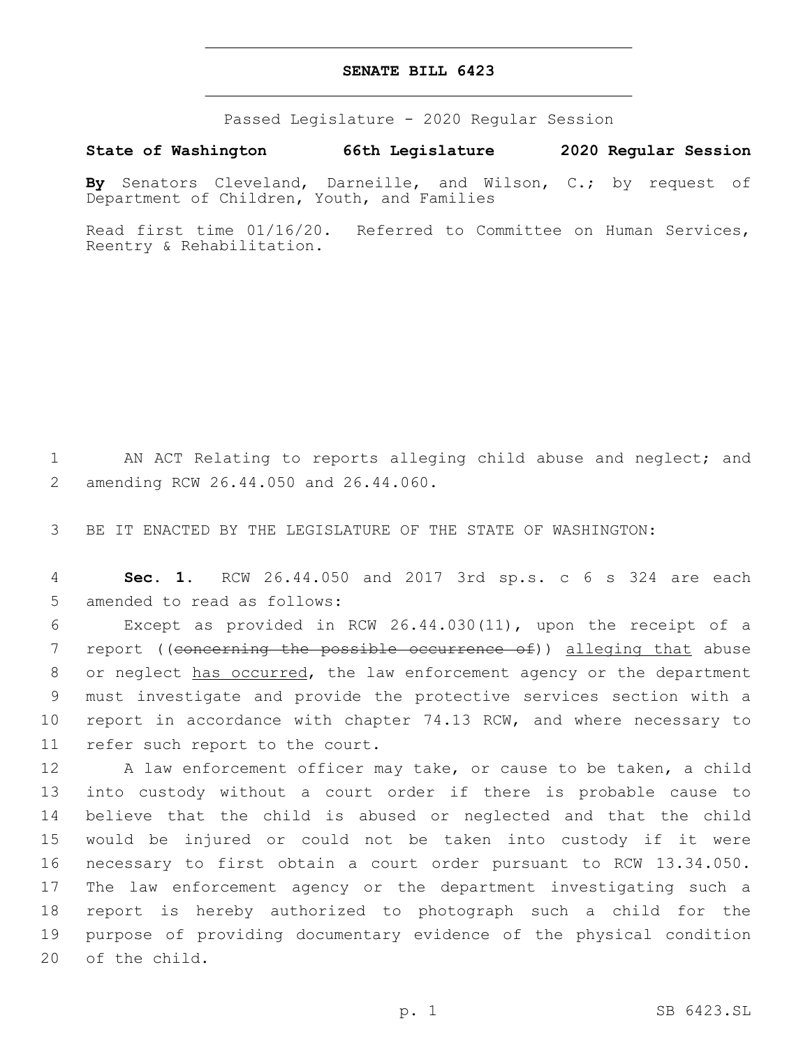# SENATE BILL 6423

Passed Legislature - 2020 Regular Session

**State of Washington 66th Legislature 2020 Regular Session**

**By** Senators Cleveland, Darneille, and Wilson, C.; by request of Department of Children, Youth, and Families

Read first time 01/16/20. Referred to Committee on Human Services, Reentry & Rehabilitation.

AN ACT Relating to reports alleging child abuse and neglect; and amending RCW 26.44.050 and 26.44.060.

BE IT ENACTED BY THE LEGISLATURE OF THE STATE OF WASHINGTON:

**Sec. 1.** RCW 26.44.050 and 2017 3rd sp.s. c 6 s 324 are each amended to read as follows:

Except as provided in RCW 26.44.030(11), upon the receipt of a report ((~~concerning the possible occurrence of~~)) <u>alleging that</u> abuse or neglect <u>has occurred</u>, the law enforcement agency or the department must investigate and provide the protective services section with a report in accordance with chapter 74.13 RCW, and where necessary to refer such report to the court.

A law enforcement officer may take, or cause to be taken, a child into custody without a court order if there is probable cause to believe that the child is abused or neglected and that the child would be injured or could not be taken into custody if it were necessary to first obtain a court order pursuant to RCW 13.34.050. The law enforcement agency or the department investigating such a report is hereby authorized to photograph such a child for the purpose of providing documentary evidence of the physical condition of the child.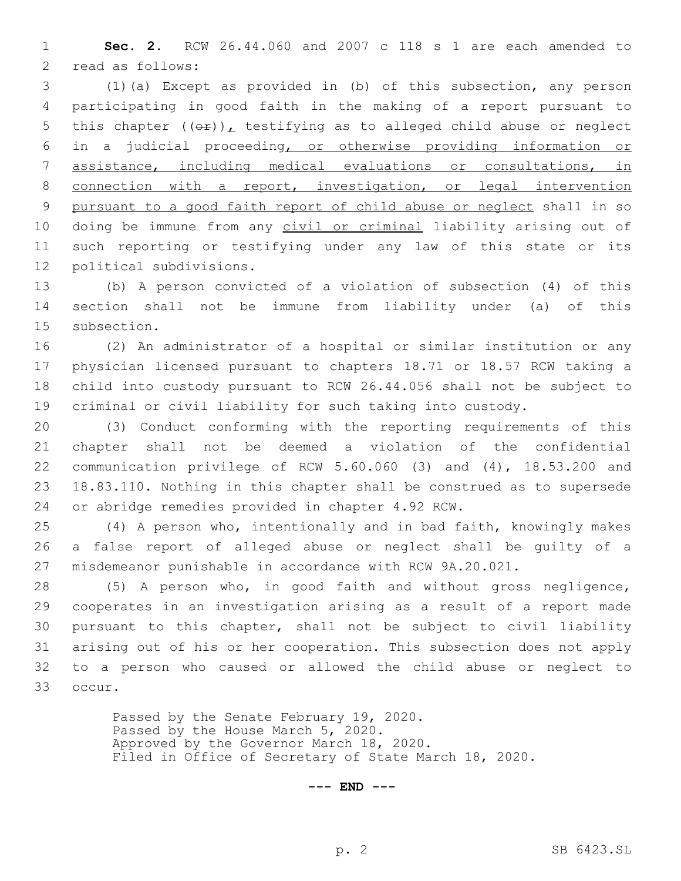**Sec. 2.** RCW 26.44.060 and 2007 c 118 s 1 are each amended to read as follows:

(1)(a) Except as provided in (b) of this subsection, any person participating in good faith in the making of a report pursuant to this chapter ((~~or~~))_,_ testifying as to alleged child abuse or neglect in a judicial proceeding_, or otherwise providing information or assistance, including medical evaluations or consultations, in connection with a report, investigation, or legal intervention pursuant to a good faith report of child abuse or neglect_ shall in so doing be immune from any _civil or criminal_ liability arising out of such reporting or testifying under any law of this state or its political subdivisions.

(b) A person convicted of a violation of subsection (4) of this section shall not be immune from liability under (a) of this subsection.

(2) An administrator of a hospital or similar institution or any physician licensed pursuant to chapters 18.71 or 18.57 RCW taking a child into custody pursuant to RCW 26.44.056 shall not be subject to criminal or civil liability for such taking into custody.

(3) Conduct conforming with the reporting requirements of this chapter shall not be deemed a violation of the confidential communication privilege of RCW 5.60.060 (3) and (4), 18.53.200 and 18.83.110. Nothing in this chapter shall be construed as to supersede or abridge remedies provided in chapter 4.92 RCW.

(4) A person who, intentionally and in bad faith, knowingly makes a false report of alleged abuse or neglect shall be guilty of a misdemeanor punishable in accordance with RCW 9A.20.021.

(5) A person who, in good faith and without gross negligence, cooperates in an investigation arising as a result of a report made pursuant to this chapter, shall not be subject to civil liability arising out of his or her cooperation. This subsection does not apply to a person who caused or allowed the child abuse or neglect to occur.

Passed by the Senate February 19, 2020.
Passed by the House March 5, 2020.
Approved by the Governor March 18, 2020.
Filed in Office of Secretary of State March 18, 2020.

**--- END ---**